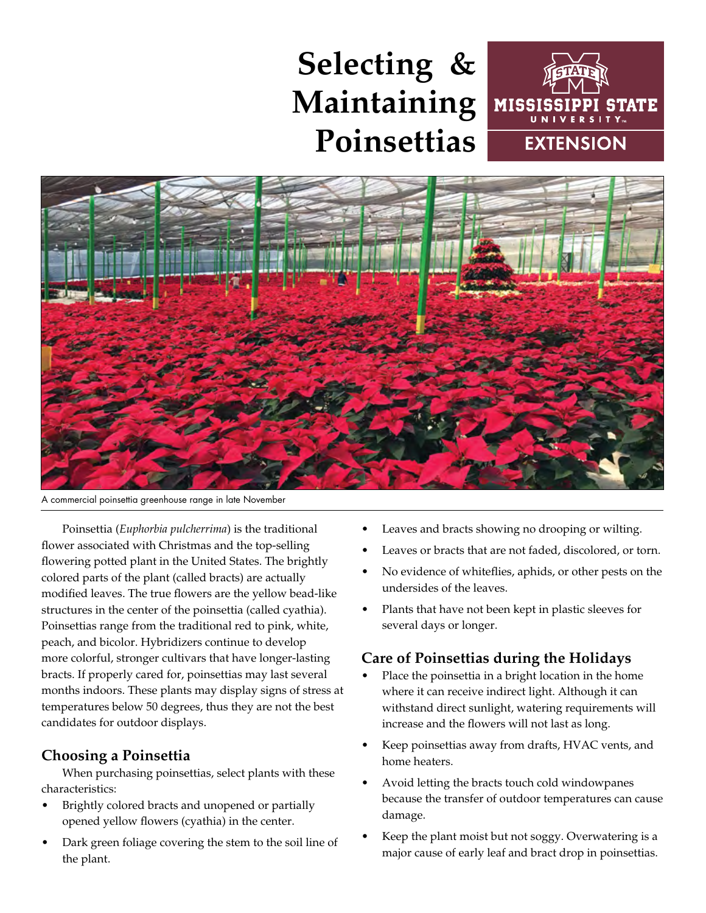# Selecting & Maintaining Poinsettias

MISSISSIPPI STATE UNIVERSITY EXTENSION

A commercial poinsettia greenhouse range in late November

Poinsettia (*Euphorbia pulcherrima*) is the traditional flower associated with Christmas and the top-selling flowering potted plant in the United States. The brightly colored parts of the plant (called bracts) are actually modified leaves. The true flowers are the yellow bead-like structures in the center of the poinsettia (called cyathia). Poinsettias range from the traditional red to pink, white, peach, and bicolor. Hybridizers continue to develop more colorful, stronger cultivars that have longer-lasting bracts. If properly cared for, poinsettias may last several months indoors. These plants may display signs of stress at temperatures below 50 degrees, thus they are not the best candidates for outdoor displays.

## Choosing a Poinsettia

When purchasing poinsettias, select plants with these characteristics:

- Brightly colored bracts and unopened or partially opened yellow flowers (cyathia) in the center.
- Dark green foliage covering the stem to the soil line of the plant.
- Leaves and bracts showing no drooping or wilting.
- Leaves or bracts that are not faded, discolored, or torn.
- No evidence of whiteflies, aphids, or other pests on the undersides of the leaves.
- Plants that have not been kept in plastic sleeves for several days or longer.

## Care of Poinsettias during the Holidays

- Place the poinsettia in a bright location in the home where it can receive indirect light. Although it can withstand direct sunlight, watering requirements will increase and the flowers will not last as long.
- Keep poinsettias away from drafts, HVAC vents, and home heaters.
- Avoid letting the bracts touch cold windowpanes because the transfer of outdoor temperatures can cause damage.
- Keep the plant moist but not soggy. Overwatering is a major cause of early leaf and bract drop in poinsettias.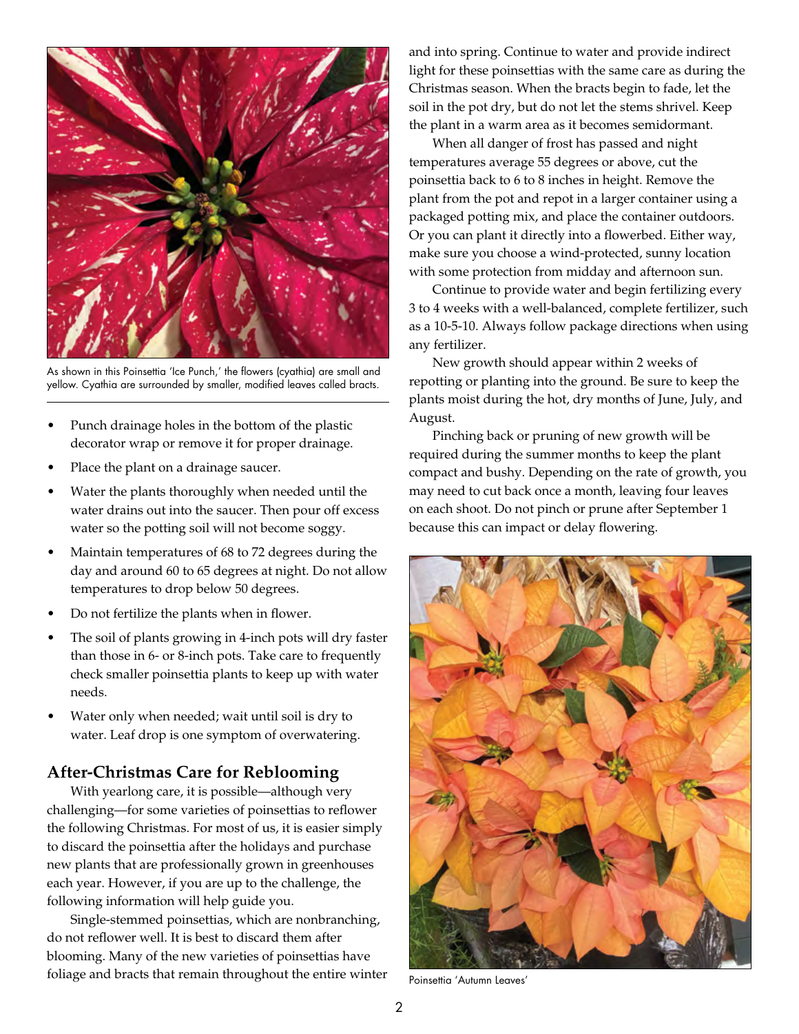As shown in this Poinsettia 'Ice Punch,' the flowers (cyathia) are small and yellow. Cyathia are surrounded by smaller, modified leaves called bracts.

- Punch drainage holes in the bottom of the plastic decorator wrap or remove it for proper drainage.
- Place the plant on a drainage saucer.
- Water the plants thoroughly when needed until the water drains out into the saucer. Then pour off excess water so the potting soil will not become soggy.
- Maintain temperatures of 68 to 72 degrees during the day and around 60 to 65 degrees at night. Do not allow temperatures to drop below 50 degrees.
- Do not fertilize the plants when in flower.
- The soil of plants growing in 4-inch pots will dry faster than those in 6- or 8-inch pots. Take care to frequently check smaller poinsettia plants to keep up with water needs.
- Water only when needed; wait until soil is dry to water. Leaf drop is one symptom of overwatering.

## After-Christmas Care for Reblooming

With yearlong care, it is possible—although very challenging—for some varieties of poinsettias to reflower the following Christmas. For most of us, it is easier simply to discard the poinsettia after the holidays and purchase new plants that are professionally grown in greenhouses each year. However, if you are up to the challenge, the following information will help guide you.

Single-stemmed poinsettias, which are nonbranching, do not reflower well. It is best to discard them after blooming. Many of the new varieties of poinsettias have foliage and bracts that remain throughout the entire winter and into spring. Continue to water and provide indirect light for these poinsettias with the same care as during the Christmas season. When the bracts begin to fade, let the soil in the pot dry, but do not let the stems shrivel. Keep the plant in a warm area as it becomes semidormant.

When all danger of frost has passed and night temperatures average 55 degrees or above, cut the poinsettia back to 6 to 8 inches in height. Remove the plant from the pot and repot in a larger container using a packaged potting mix, and place the container outdoors. Or you can plant it directly into a flowerbed. Either way, make sure you choose a wind-protected, sunny location with some protection from midday and afternoon sun.

Continue to provide water and begin fertilizing every 3 to 4 weeks with a well-balanced, complete fertilizer, such as a 10-5-10. Always follow package directions when using any fertilizer.

New growth should appear within 2 weeks of repotting or planting into the ground. Be sure to keep the plants moist during the hot, dry months of June, July, and August.

Pinching back or pruning of new growth will be required during the summer months to keep the plant compact and bushy. Depending on the rate of growth, you may need to cut back once a month, leaving four leaves on each shoot. Do not pinch or prune after September 1 because this can impact or delay flowering.

Poinsettia 'Autumn Leaves'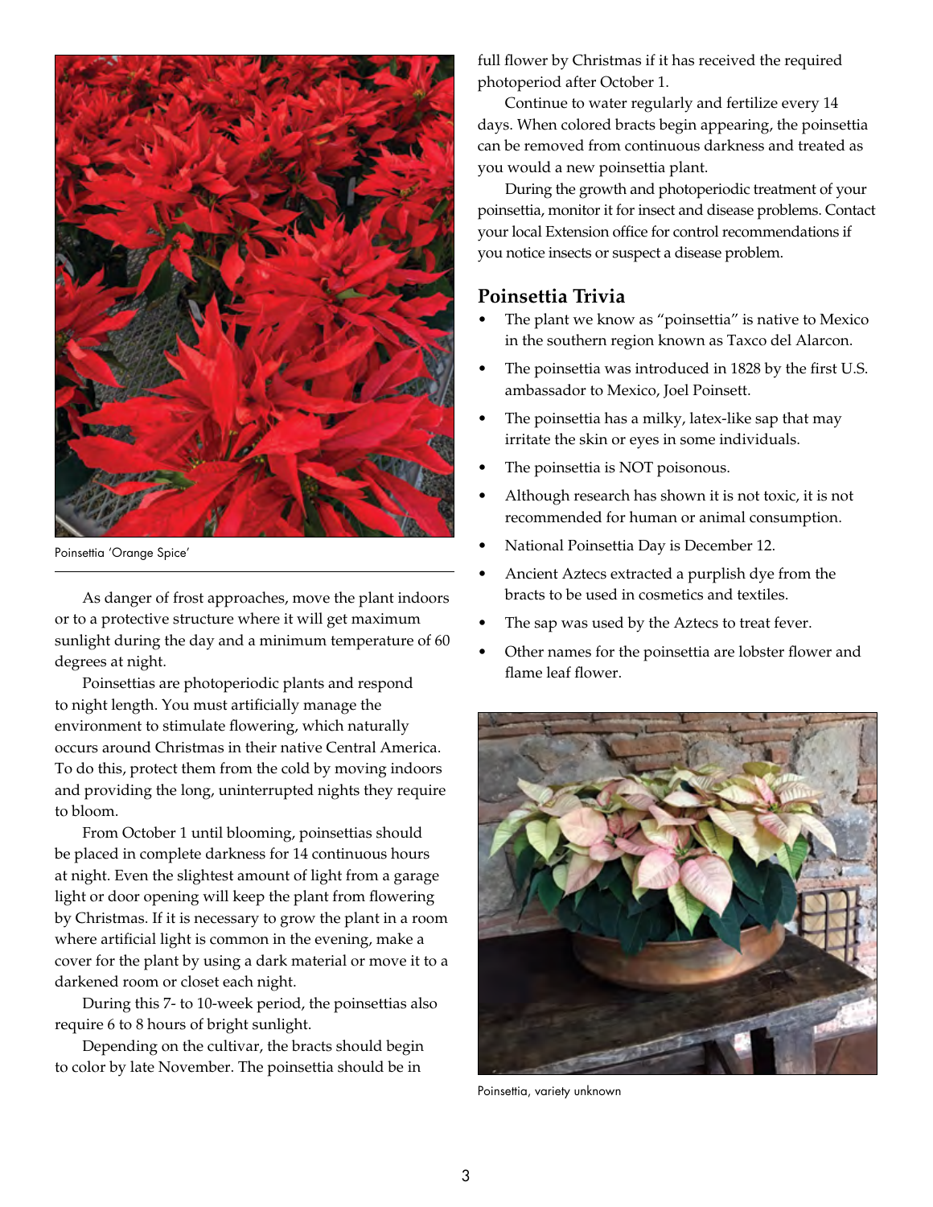Poinsettia 'Orange Spice'

As danger of frost approaches, move the plant indoors or to a protective structure where it will get maximum sunlight during the day and a minimum temperature of 60 degrees at night.

Poinsettias are photoperiodic plants and respond to night length. You must artificially manage the environment to stimulate flowering, which naturally occurs around Christmas in their native Central America. To do this, protect them from the cold by moving indoors and providing the long, uninterrupted nights they require to bloom.

From October 1 until blooming, poinsettias should be placed in complete darkness for 14 continuous hours at night. Even the slightest amount of light from a garage light or door opening will keep the plant from flowering by Christmas. If it is necessary to grow the plant in a room where artificial light is common in the evening, make a cover for the plant by using a dark material or move it to a darkened room or closet each night.

During this 7- to 10-week period, the poinsettias also require 6 to 8 hours of bright sunlight.

Depending on the cultivar, the bracts should begin to color by late November. The poinsettia should be in full flower by Christmas if it has received the required photoperiod after October 1.

Continue to water regularly and fertilize every 14 days. When colored bracts begin appearing, the poinsettia can be removed from continuous darkness and treated as you would a new poinsettia plant.

During the growth and photoperiodic treatment of your poinsettia, monitor it for insect and disease problems. Contact your local Extension office for control recommendations if you notice insects or suspect a disease problem.

## Poinsettia Trivia

- The plant we know as "poinsettia" is native to Mexico in the southern region known as Taxco del Alarcon.
- The poinsettia was introduced in 1828 by the first U.S. ambassador to Mexico, Joel Poinsett.
- The poinsettia has a milky, latex-like sap that may irritate the skin or eyes in some individuals.
- The poinsettia is NOT poisonous.
- Although research has shown it is not toxic, it is not recommended for human or animal consumption.
- National Poinsettia Day is December 12.
- Ancient Aztecs extracted a purplish dye from the bracts to be used in cosmetics and textiles.
- The sap was used by the Aztecs to treat fever.
- Other names for the poinsettia are lobster flower and flame leaf flower.

Poinsettia, variety unknown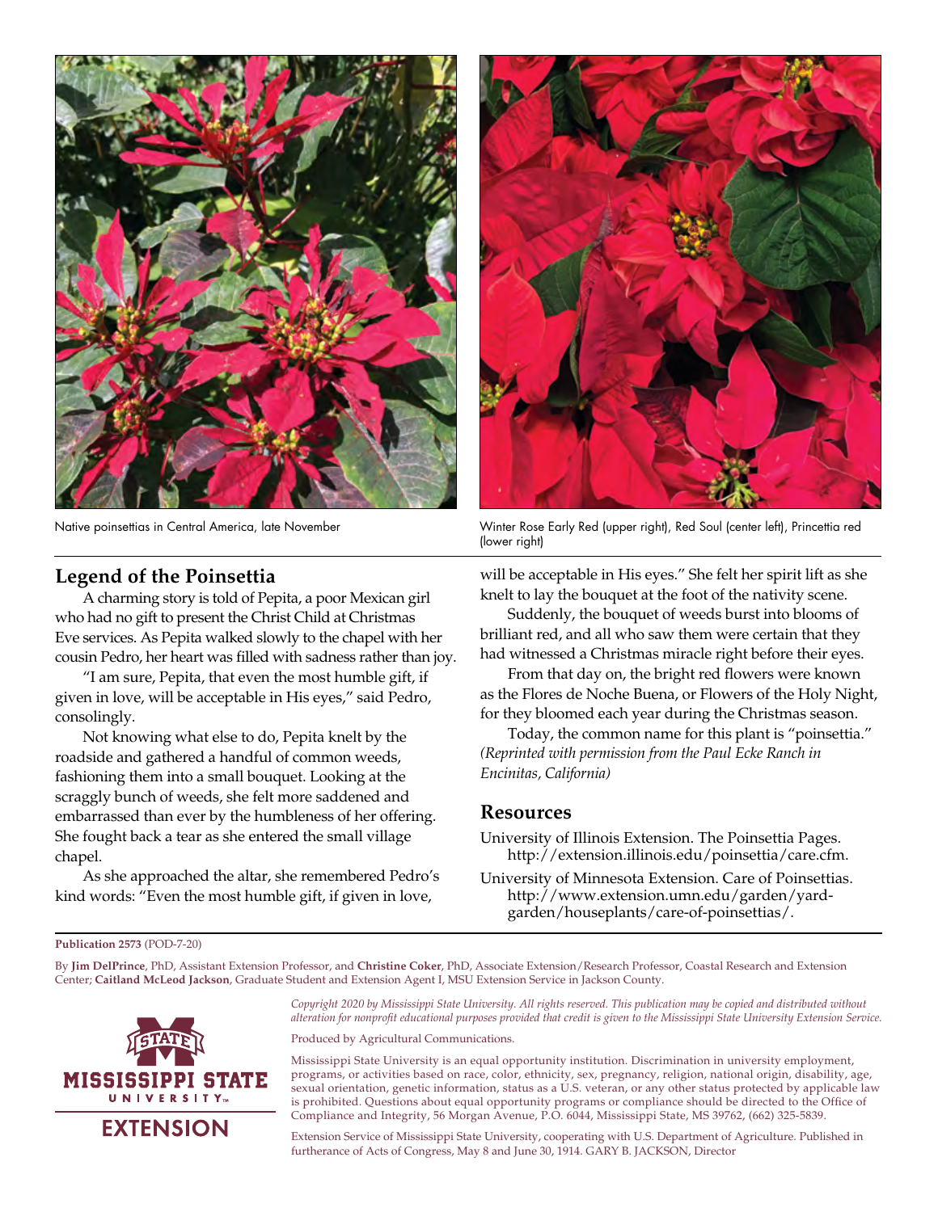Native poinsettias in Central America, late November

Winter Rose Early Red (upper right), Red Soul (center left), Princettia red (lower right)

## Legend of the Poinsettia

A charming story is told of Pepita, a poor Mexican girl who had no gift to present the Christ Child at Christmas Eve services. As Pepita walked slowly to the chapel with her cousin Pedro, her heart was filled with sadness rather than joy.

"I am sure, Pepita, that even the most humble gift, if given in love, will be acceptable in His eyes," said Pedro, consolingly.

Not knowing what else to do, Pepita knelt by the roadside and gathered a handful of common weeds, fashioning them into a small bouquet. Looking at the scraggly bunch of weeds, she felt more saddened and embarrassed than ever by the humbleness of her offering. She fought back a tear as she entered the small village chapel.

As she approached the altar, she remembered Pedro's kind words: "Even the most humble gift, if given in love, will be acceptable in His eyes." She felt her spirit lift as she knelt to lay the bouquet at the foot of the nativity scene.

Suddenly, the bouquet of weeds burst into blooms of brilliant red, and all who saw them were certain that they had witnessed a Christmas miracle right before their eyes.

From that day on, the bright red flowers were known as the Flores de Noche Buena, or Flowers of the Holy Night, for they bloomed each year during the Christmas season.

Today, the common name for this plant is "poinsettia."
*(Reprinted with permission from the Paul Ecke Ranch in Encinitas, California)*

## Resources

University of Illinois Extension. The Poinsettia Pages. http://extension.illinois.edu/poinsettia/care.cfm.

University of Minnesota Extension. Care of Poinsettias. http://www.extension.umn.edu/garden/yard-garden/houseplants/care-of-poinsettias/.

**Publication 2573** (POD-7-20)

By **Jim DelPrince**, PhD, Assistant Extension Professor, and **Christine Coker**, PhD, Associate Extension/Research Professor, Coastal Research and Extension Center; **Caitland McLeod Jackson**, Graduate Student and Extension Agent I, MSU Extension Service in Jackson County.

*Copyright 2020 by Mississippi State University. All rights reserved. This publication may be copied and distributed without alteration for nonprofit educational purposes provided that credit is given to the Mississippi State University Extension Service.*

Produced by Agricultural Communications.

Mississippi State University is an equal opportunity institution. Discrimination in university employment, programs, or activities based on race, color, ethnicity, sex, pregnancy, religion, national origin, disability, age, sexual orientation, genetic information, status as a U.S. veteran, or any other status protected by applicable law is prohibited. Questions about equal opportunity programs or compliance should be directed to the Office of Compliance and Integrity, 56 Morgan Avenue, P.O. 6044, Mississippi State, MS 39762, (662) 325-5839.

Extension Service of Mississippi State University, cooperating with U.S. Department of Agriculture. Published in furtherance of Acts of Congress, May 8 and June 30, 1914. GARY B. JACKSON, Director